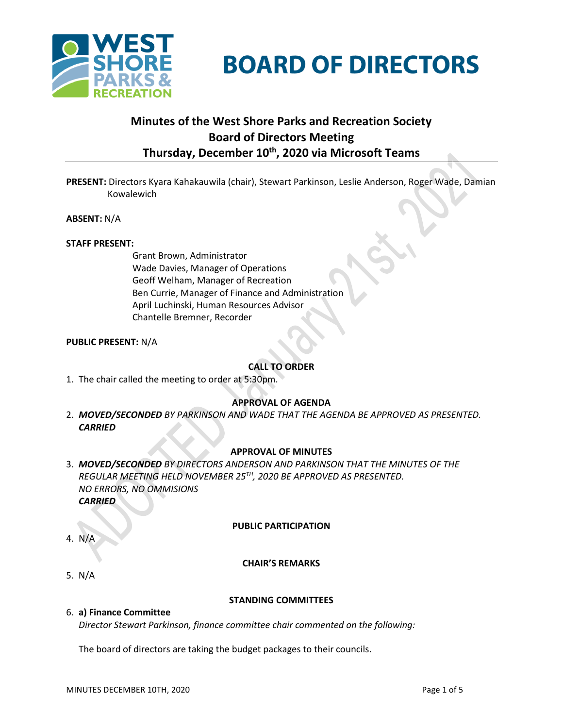# BOARD OF DIRECTORS

## Minutes of the West Shore Parks and Recreation Society Board of Directors Meeting Thursday, December 10th, 2020 via Microsoft Teams

**PRESENT:** Directors Kyara Kahakauwila (chair), Stewart Parkinson, Leslie Anderson, Roger Wade, Damian Kowalewich

**ABSENT:** N/A

**STAFF PRESENT:**

Grant Brown, Administrator
Wade Davies, Manager of Operations
Geoff Welham, Manager of Recreation
Ben Currie, Manager of Finance and Administration
April Luchinski, Human Resources Advisor
Chantelle Bremner, Recorder

**PUBLIC PRESENT:** N/A

**CALL TO ORDER**

1. The chair called the meeting to order at 5:30pm.

**APPROVAL OF AGENDA**

2. ***MOVED/SECONDED*** *BY PARKINSON AND WADE THAT THE AGENDA BE APPROVED AS PRESENTED.*
   ***CARRIED***

**APPROVAL OF MINUTES**

3. ***MOVED/SECONDED*** *BY DIRECTORS ANDERSON AND PARKINSON THAT THE MINUTES OF THE REGULAR MEETING HELD NOVEMBER 25TH, 2020 BE APPROVED AS PRESENTED.*
   *NO ERRORS, NO OMMISIONS*
   ***CARRIED***

**PUBLIC PARTICIPATION**

4. N/A

**CHAIR'S REMARKS**

5. N/A

**STANDING COMMITTEES**

6. **a) Finance Committee**
   *Director Stewart Parkinson, finance committee chair commented on the following:*

   The board of directors are taking the budget packages to their councils.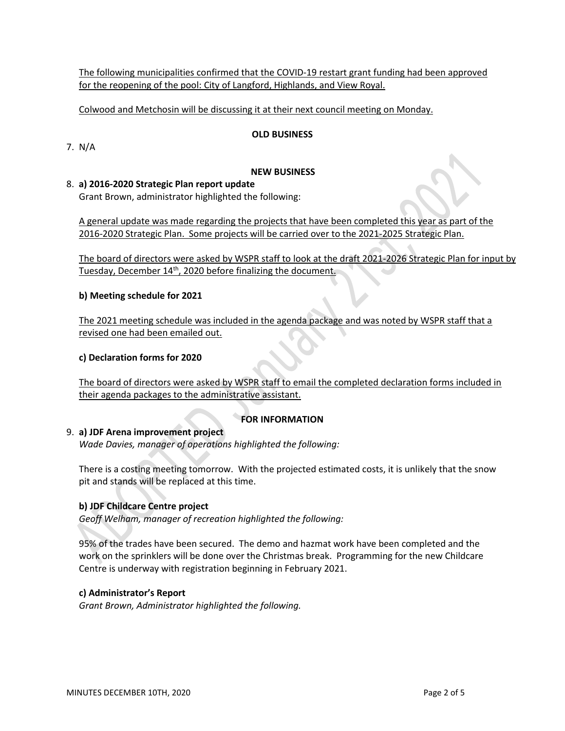The following municipalities confirmed that the COVID-19 restart grant funding had been approved for the reopening of the pool: City of Langford, Highlands, and View Royal.

Colwood and Metchosin will be discussing it at their next council meeting on Monday.

**OLD BUSINESS**

7. N/A

**NEW BUSINESS**

8. **a) 2016-2020 Strategic Plan report update**

   Grant Brown, administrator highlighted the following:

   A general update was made regarding the projects that have been completed this year as part of the 2016-2020 Strategic Plan. Some projects will be carried over to the 2021-2025 Strategic Plan.

   The board of directors were asked by WSPR staff to look at the draft 2021-2026 Strategic Plan for input by Tuesday, December 14th, 2020 before finalizing the document.

   **b) Meeting schedule for 2021**

   The 2021 meeting schedule was included in the agenda package and was noted by WSPR staff that a revised one had been emailed out.

   **c) Declaration forms for 2020**

   The board of directors were asked by WSPR staff to email the completed declaration forms included in their agenda packages to the administrative assistant.

**FOR INFORMATION**

9. **a) JDF Arena improvement project**

   *Wade Davies, manager of operations highlighted the following:*

   There is a costing meeting tomorrow. With the projected estimated costs, it is unlikely that the snow pit and stands will be replaced at this time.

   **b) JDF Childcare Centre project**

   *Geoff Welham, manager of recreation highlighted the following:*

   95% of the trades have been secured. The demo and hazmat work have been completed and the work on the sprinklers will be done over the Christmas break. Programming for the new Childcare Centre is underway with registration beginning in February 2021.

   **c) Administrator's Report**

   *Grant Brown, Administrator highlighted the following.*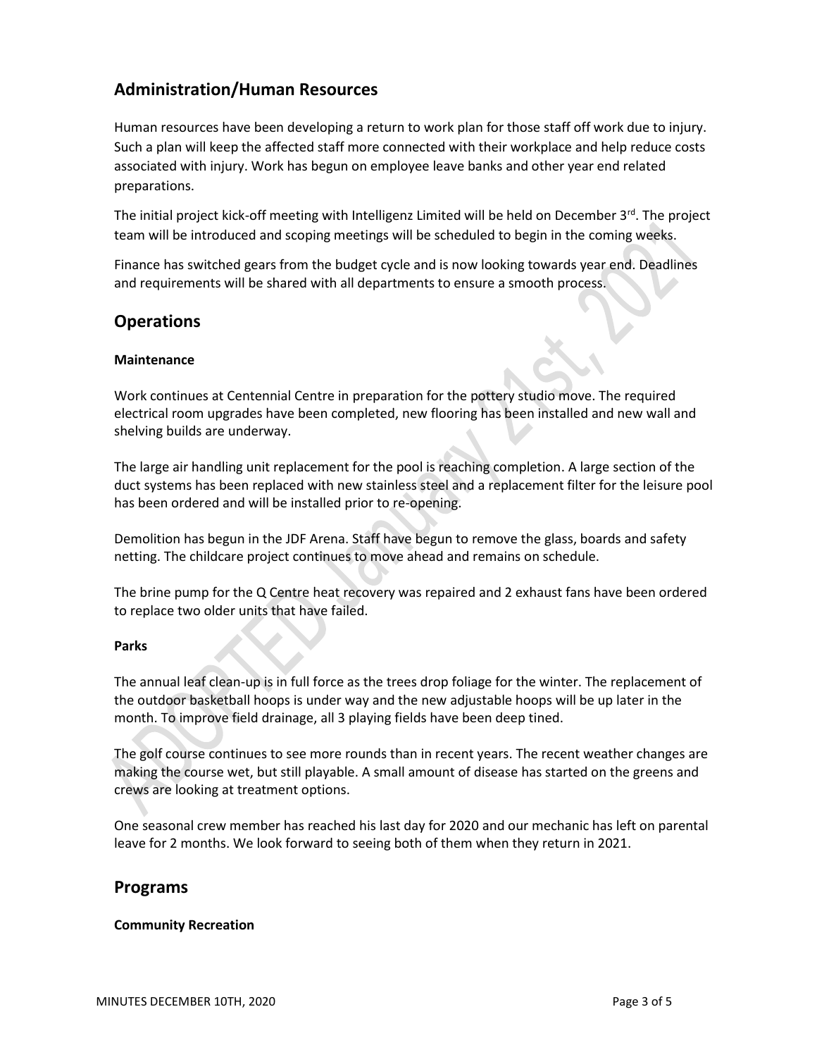## Administration/Human Resources

Human resources have been developing a return to work plan for those staff off work due to injury. Such a plan will keep the affected staff more connected with their workplace and help reduce costs associated with injury. Work has begun on employee leave banks and other year end related preparations.

The initial project kick-off meeting with Intelligenz Limited will be held on December 3rd. The project team will be introduced and scoping meetings will be scheduled to begin in the coming weeks.

Finance has switched gears from the budget cycle and is now looking towards year end. Deadlines and requirements will be shared with all departments to ensure a smooth process.

## Operations

### Maintenance

Work continues at Centennial Centre in preparation for the pottery studio move. The required electrical room upgrades have been completed, new flooring has been installed and new wall and shelving builds are underway.

The large air handling unit replacement for the pool is reaching completion. A large section of the duct systems has been replaced with new stainless steel and a replacement filter for the leisure pool has been ordered and will be installed prior to re-opening.

Demolition has begun in the JDF Arena. Staff have begun to remove the glass, boards and safety netting. The childcare project continues to move ahead and remains on schedule.

The brine pump for the Q Centre heat recovery was repaired and 2 exhaust fans have been ordered to replace two older units that have failed.

### Parks

The annual leaf clean-up is in full force as the trees drop foliage for the winter. The replacement of the outdoor basketball hoops is under way and the new adjustable hoops will be up later in the month. To improve field drainage, all 3 playing fields have been deep tined.

The golf course continues to see more rounds than in recent years. The recent weather changes are making the course wet, but still playable. A small amount of disease has started on the greens and crews are looking at treatment options.

One seasonal crew member has reached his last day for 2020 and our mechanic has left on parental leave for 2 months. We look forward to seeing both of them when they return in 2021.

## Programs

### Community Recreation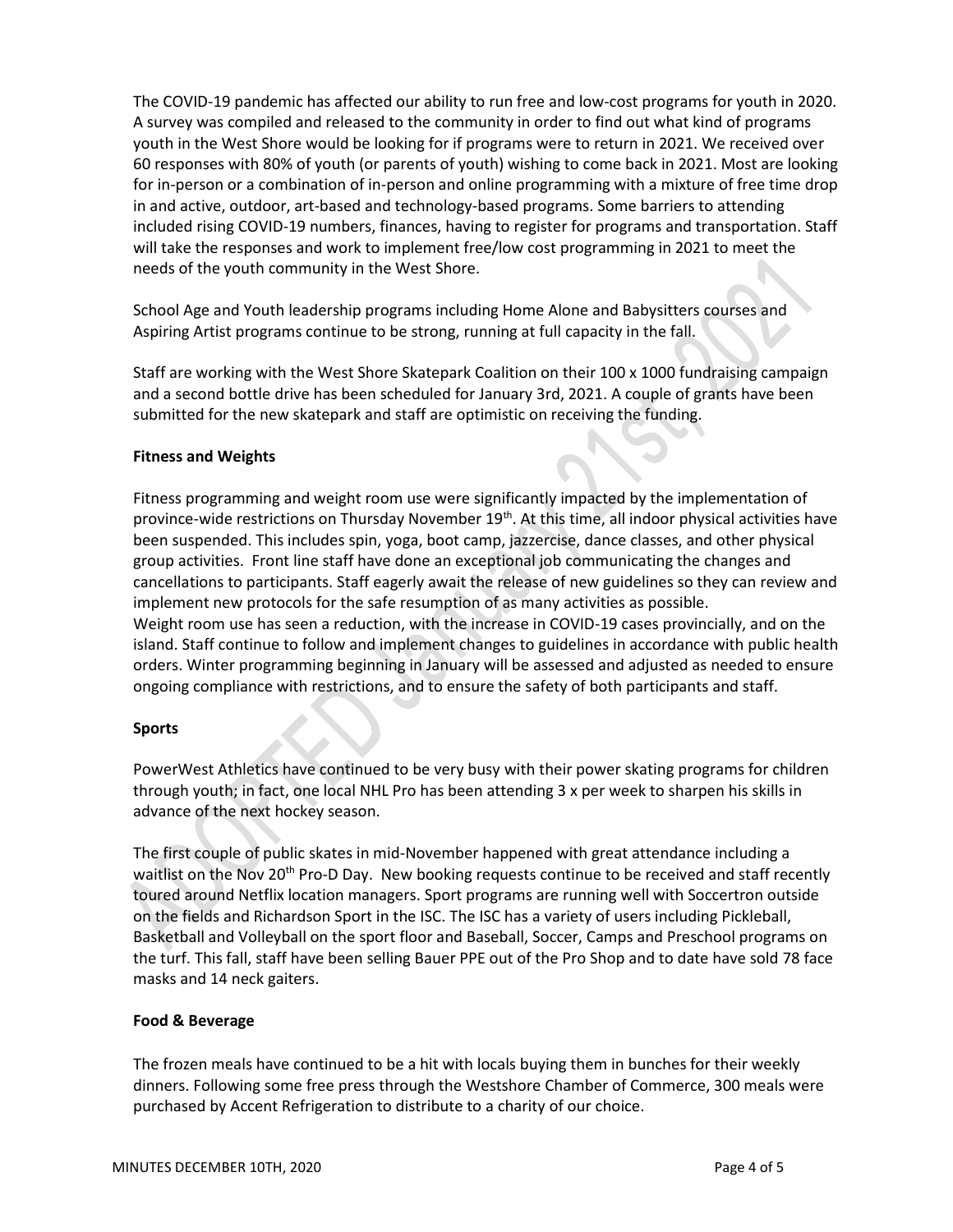The COVID-19 pandemic has affected our ability to run free and low-cost programs for youth in 2020. A survey was compiled and released to the community in order to find out what kind of programs youth in the West Shore would be looking for if programs were to return in 2021. We received over 60 responses with 80% of youth (or parents of youth) wishing to come back in 2021. Most are looking for in-person or a combination of in-person and online programming with a mixture of free time drop in and active, outdoor, art-based and technology-based programs. Some barriers to attending included rising COVID-19 numbers, finances, having to register for programs and transportation. Staff will take the responses and work to implement free/low cost programming in 2021 to meet the needs of the youth community in the West Shore.

School Age and Youth leadership programs including Home Alone and Babysitters courses and Aspiring Artist programs continue to be strong, running at full capacity in the fall.

Staff are working with the West Shore Skatepark Coalition on their 100 x 1000 fundraising campaign and a second bottle drive has been scheduled for January 3rd, 2021. A couple of grants have been submitted for the new skatepark and staff are optimistic on receiving the funding.

**Fitness and Weights**

Fitness programming and weight room use were significantly impacted by the implementation of province-wide restrictions on Thursday November 19th. At this time, all indoor physical activities have been suspended. This includes spin, yoga, boot camp, jazzercise, dance classes, and other physical group activities. Front line staff have done an exceptional job communicating the changes and cancellations to participants. Staff eagerly await the release of new guidelines so they can review and implement new protocols for the safe resumption of as many activities as possible.
Weight room use has seen a reduction, with the increase in COVID-19 cases provincially, and on the island. Staff continue to follow and implement changes to guidelines in accordance with public health orders. Winter programming beginning in January will be assessed and adjusted as needed to ensure ongoing compliance with restrictions, and to ensure the safety of both participants and staff.

**Sports**

PowerWest Athletics have continued to be very busy with their power skating programs for children through youth; in fact, one local NHL Pro has been attending 3 x per week to sharpen his skills in advance of the next hockey season.

The first couple of public skates in mid-November happened with great attendance including a waitlist on the Nov 20th Pro-D Day. New booking requests continue to be received and staff recently toured around Netflix location managers. Sport programs are running well with Soccertron outside on the fields and Richardson Sport in the ISC. The ISC has a variety of users including Pickleball, Basketball and Volleyball on the sport floor and Baseball, Soccer, Camps and Preschool programs on the turf. This fall, staff have been selling Bauer PPE out of the Pro Shop and to date have sold 78 face masks and 14 neck gaiters.

**Food & Beverage**

The frozen meals have continued to be a hit with locals buying them in bunches for their weekly dinners. Following some free press through the Westshore Chamber of Commerce, 300 meals were purchased by Accent Refrigeration to distribute to a charity of our choice.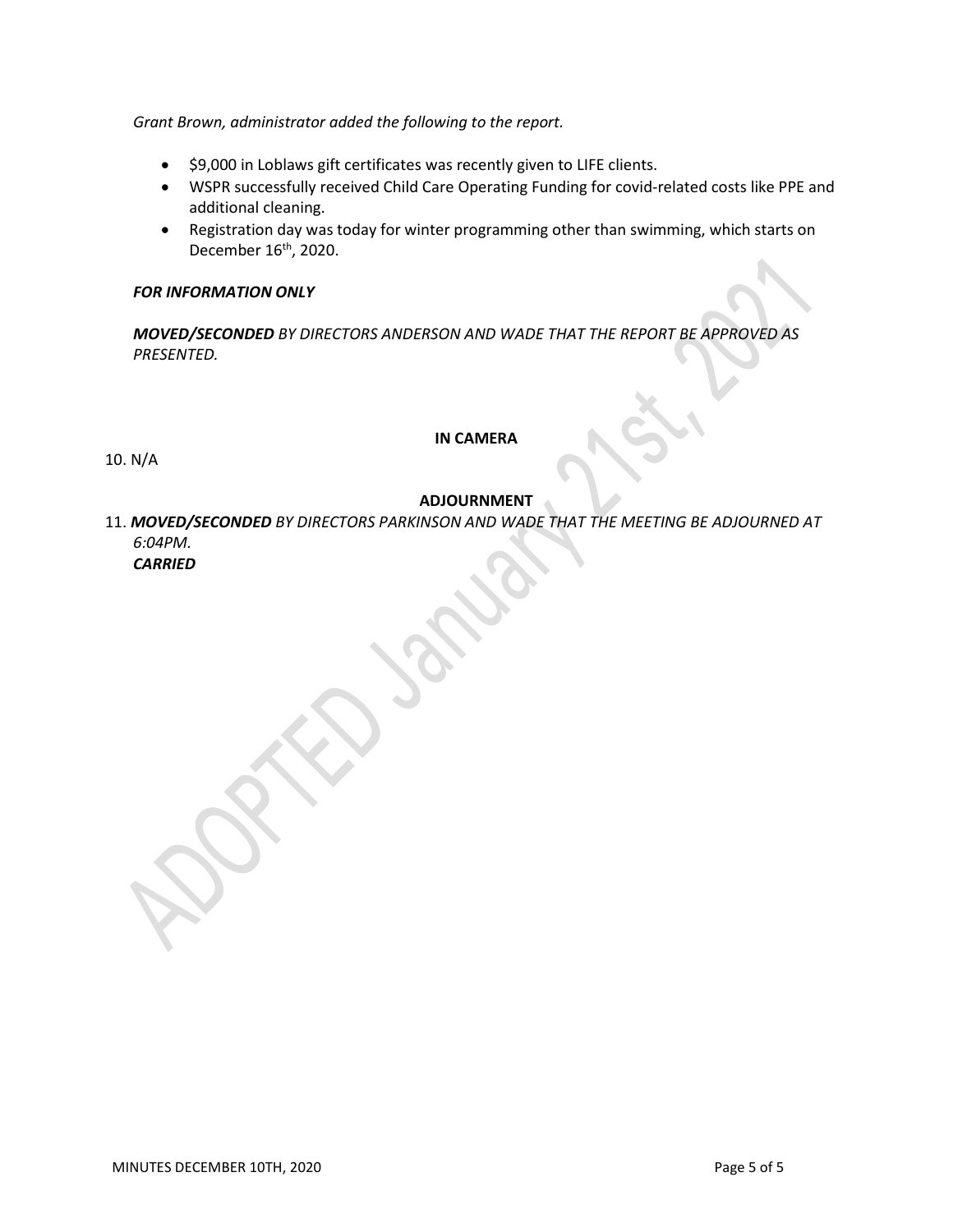*Grant Brown, administrator added the following to the report.*

- $9,000 in Loblaws gift certificates was recently given to LIFE clients.
- WSPR successfully received Child Care Operating Funding for covid-related costs like PPE and additional cleaning.
- Registration day was today for winter programming other than swimming, which starts on December 16th, 2020.

***FOR INFORMATION ONLY***

***MOVED/SECONDED*** *BY DIRECTORS ANDERSON AND WADE THAT THE REPORT BE APPROVED AS PRESENTED.*

**IN CAMERA**

10. N/A

**ADJOURNMENT**

11. ***MOVED/SECONDED*** *BY DIRECTORS PARKINSON AND WADE THAT THE MEETING BE ADJOURNED AT 6:04PM.*
***CARRIED***

ADOPTED January 21st, 2021